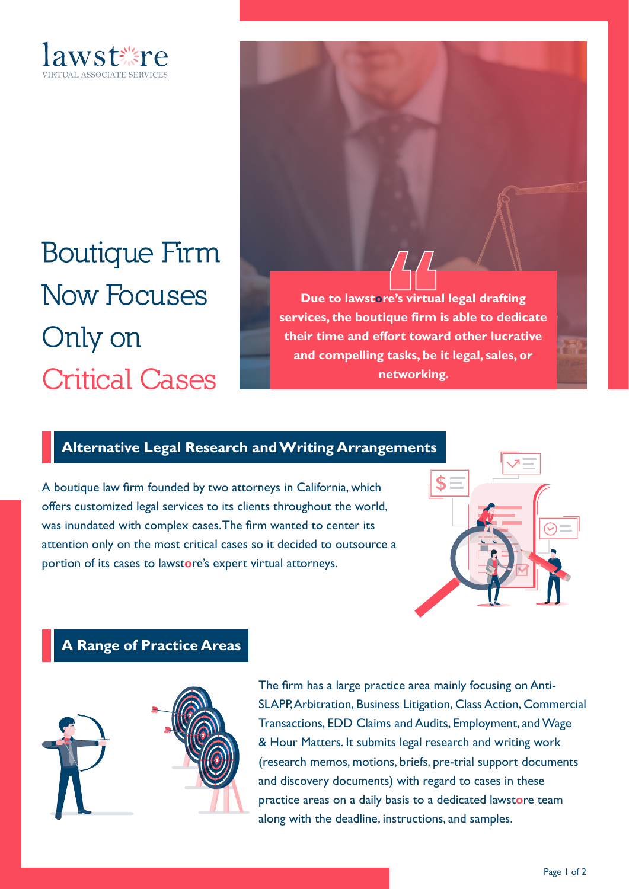lawstore

VIRTUAL ASSOCIATE SERVICES

# Boutique Firm Now Focuses Only on Critical Cases

> **Due to lawstore's virtual legal drafting services, the boutique firm is able to dedicate their time and effort toward other lucrative and compelling tasks, be it legal, sales, or networking.**

## Alternative Legal Research and Writing Arrangements

A boutique law firm founded by two attorneys in California, which offers customized legal services to its clients throughout the world, was inundated with complex cases. The firm wanted to center its attention only on the most critical cases so it decided to outsource a portion of its cases to lawstore's expert virtual attorneys.

## A Range of Practice Areas

The firm has a large practice area mainly focusing on Anti-SLAPP, Arbitration, Business Litigation, Class Action, Commercial Transactions, EDD Claims and Audits, Employment, and Wage & Hour Matters. It submits legal research and writing work (research memos, motions, briefs, pre-trial support documents and discovery documents) with regard to cases in these practice areas on a daily basis to a dedicated lawstore team along with the deadline, instructions, and samples.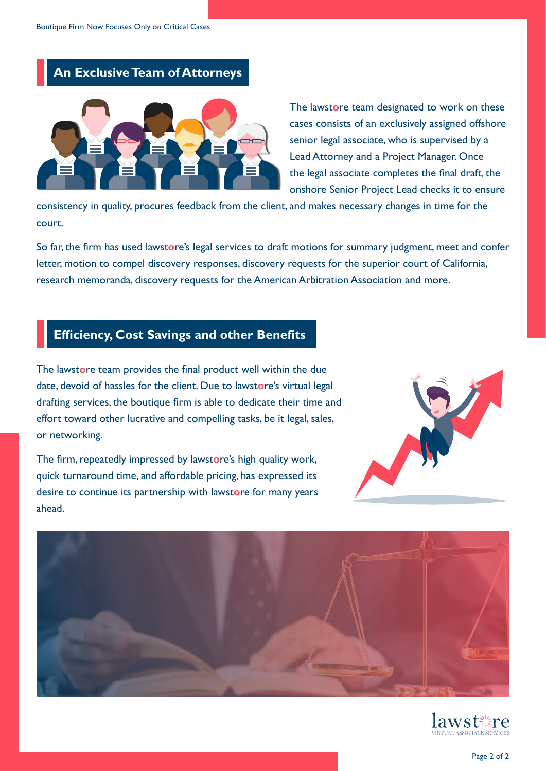## An Exclusive Team of Attorneys

The lawstore team designated to work on these cases consists of an exclusively assigned offshore senior legal associate, who is supervised by a Lead Attorney and a Project Manager. Once the legal associate completes the final draft, the onshore Senior Project Lead checks it to ensure consistency in quality, procures feedback from the client, and makes necessary changes in time for the court.

So far, the firm has used lawstore's legal services to draft motions for summary judgment, meet and confer letter, motion to compel discovery responses, discovery requests for the superior court of California, research memoranda, discovery requests for the American Arbitration Association and more.

## Efficiency, Cost Savings and other Benefits

The lawstore team provides the final product well within the due date, devoid of hassles for the client. Due to lawstore's virtual legal drafting services, the boutique firm is able to dedicate their time and effort toward other lucrative and compelling tasks, be it legal, sales, or networking.

The firm, repeatedly impressed by lawstore's high quality work, quick turnaround time, and affordable pricing, has expressed its desire to continue its partnership with lawstore for many years ahead.